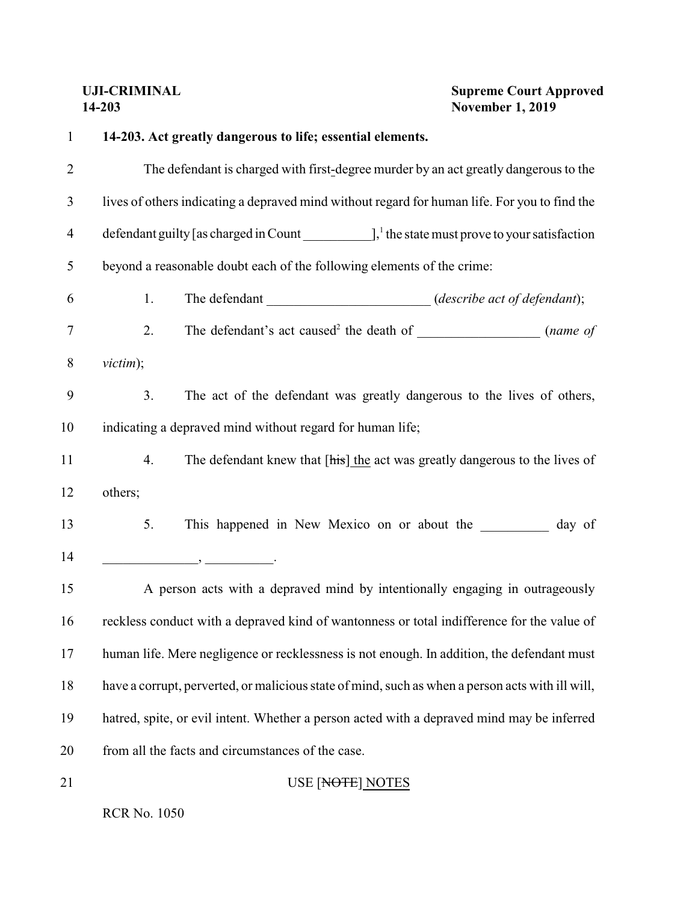**UJI-CRIMINAL**
**14-203**

**Supreme Court Approved**
**November 1, 2019**

**14-203. Act greatly dangerous to life; essential elements.**

The defendant is charged with first-degree murder by an act greatly dangerous to the lives of others indicating a depraved mind without regard for human life. For you to find the defendant guilty [as charged in Count __________],[1] the state must prove to your satisfaction beyond a reasonable doubt each of the following elements of the crime:

1. The defendant ________________________ (*describe act of defendant*);

2. The defendant's act caused[2] the death of __________________ (*name of victim*);

3. The act of the defendant was greatly dangerous to the lives of others, indicating a depraved mind without regard for human life;

4. The defendant knew that [~~his~~] the act was greatly dangerous to the lives of others;

5. This happened in New Mexico on or about the __________ day of ______________, __________.

A person acts with a depraved mind by intentionally engaging in outrageously reckless conduct with a depraved kind of wantonness or total indifference for the value of human life. Mere negligence or recklessness is not enough. In addition, the defendant must have a corrupt, perverted, or malicious state of mind, such as when a person acts with ill will, hatred, spite, or evil intent. Whether a person acted with a depraved mind may be inferred from all the facts and circumstances of the case.

USE [~~NOTE~~] NOTES

RCR No. 1050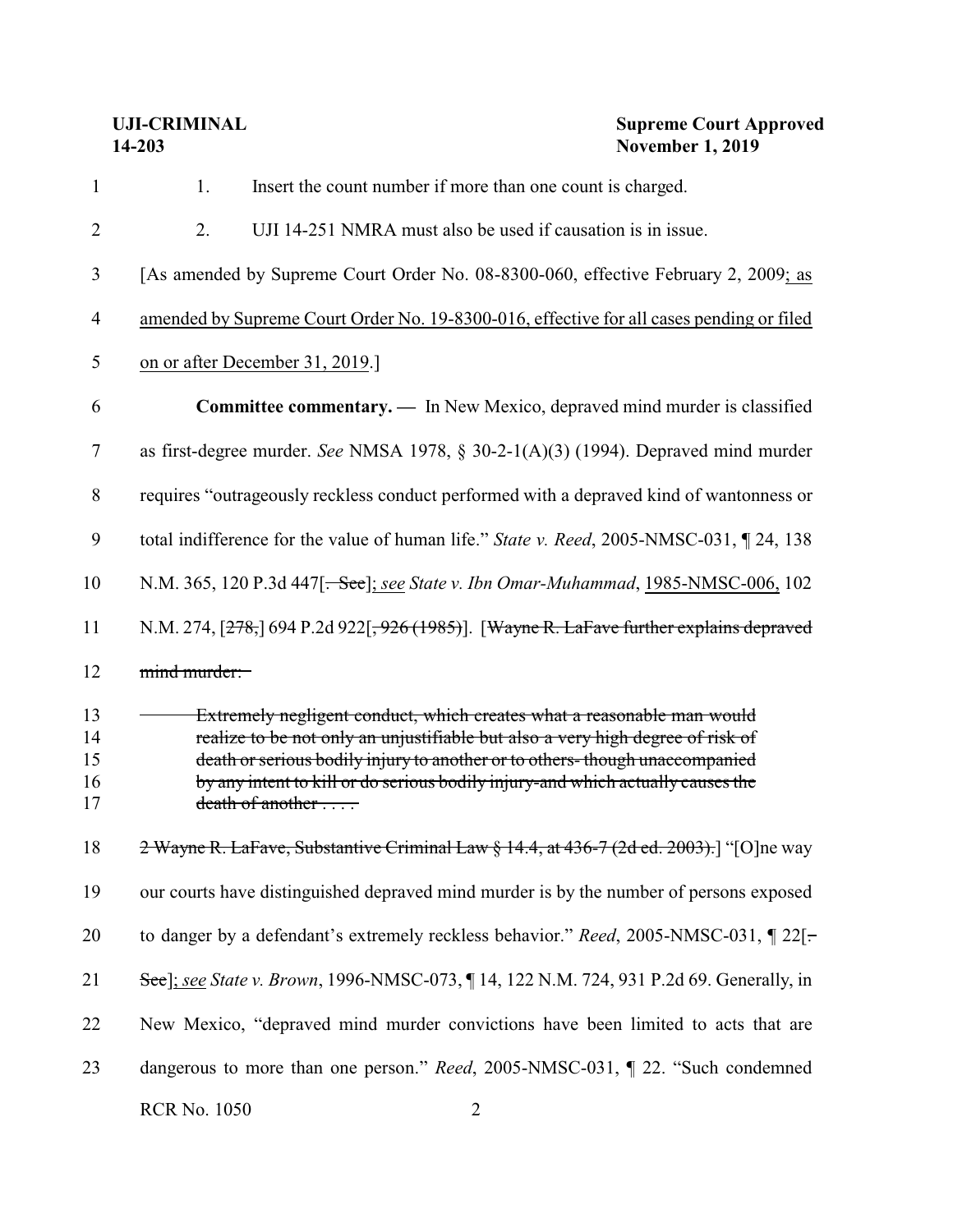1. Insert the count number if more than one count is charged.
2. UJI 14-251 NMRA must also be used if causation is in issue.

[As amended by Supreme Court Order No. 08-8300-060, effective February 2, 2009<u>; as amended by Supreme Court Order No. 19-8300-016, effective for all cases pending or filed on or after December 31, 2019</u>.]

**Committee commentary. —** In New Mexico, depraved mind murder is classified as first-degree murder. *See* NMSA 1978, § 30-2-1(A)(3) (1994). Depraved mind murder requires "outrageously reckless conduct performed with a depraved kind of wantonness or total indifference for the value of human life." *State v. Reed*, 2005-NMSC-031, ¶ 24, 138 N.M. 365, 120 P.3d 447[~~. See~~]<u>; *see*</u> *State v. Ibn Omar-Muhammad*, <u>1985-NMSC-006,</u> 102 N.M. 274, [~~278,~~] 694 P.2d 922[~~, 926 (1985)~~]. [~~Wayne R. LaFave further explains depraved mind murder:~~

> ~~Extremely negligent conduct, which creates what a reasonable man would realize to be not only an unjustifiable but also a very high degree of risk of death or serious bodily injury to another or to others- though unaccompanied by any intent to kill or do serious bodily injury-and which actually causes the death of another . . . .~~

~~2 Wayne R. LaFave, Substantive Criminal Law § 14.4, at 436-7 (2d ed. 2003).~~] "[O]ne way our courts have distinguished depraved mind murder is by the number of persons exposed to danger by a defendant's extremely reckless behavior." *Reed*, 2005-NMSC-031, ¶ 22[~~. See~~]<u>; *see*</u> *State v. Brown*, 1996-NMSC-073, ¶ 14, 122 N.M. 724, 931 P.2d 69. Generally, in New Mexico, "depraved mind murder convictions have been limited to acts that are dangerous to more than one person." *Reed*, 2005-NMSC-031, ¶ 22. "Such condemned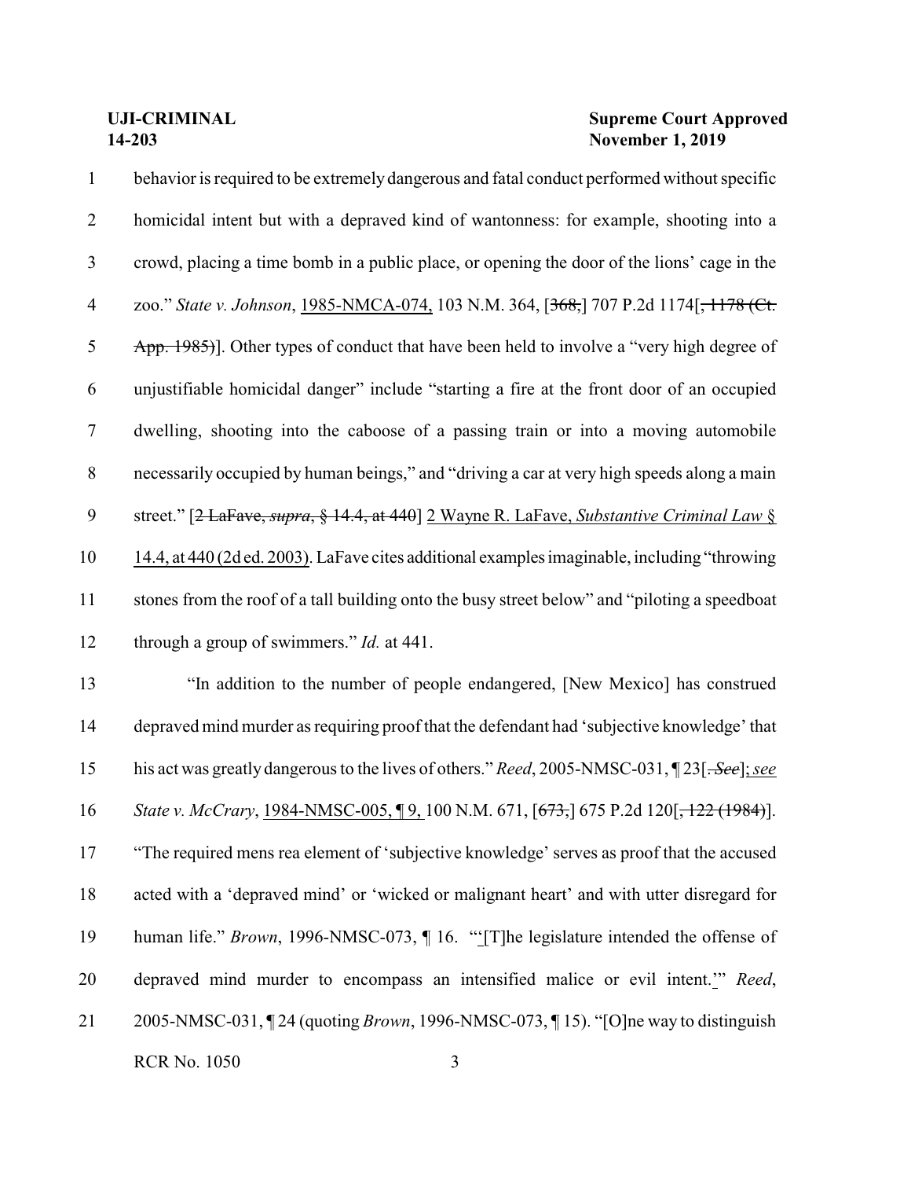behavior is required to be extremely dangerous and fatal conduct performed without specific homicidal intent but with a depraved kind of wantonness: for example, shooting into a crowd, placing a time bomb in a public place, or opening the door of the lions' cage in the zoo." *State v. Johnson*, 1985-NMCA-074, 103 N.M. 364, [~~368,~~] 707 P.2d 1174[~~, 1178 (Ct. App. 1985)~~]. Other types of conduct that have been held to involve a "very high degree of unjustifiable homicidal danger" include "starting a fire at the front door of an occupied dwelling, shooting into the caboose of a passing train or into a moving automobile necessarily occupied by human beings," and "driving a car at very high speeds along a main street." [~~2 LaFave, *supra*, § 14.4, at 440~~] 2 Wayne R. LaFave, *Substantive Criminal Law* § 14.4, at 440 (2d ed. 2003). LaFave cites additional examples imaginable, including "throwing stones from the roof of a tall building onto the busy street below" and "piloting a speedboat through a group of swimmers." *Id.* at 441.

"In addition to the number of people endangered, [New Mexico] has construed depraved mind murder as requiring proof that the defendant had 'subjective knowledge' that his act was greatly dangerous to the lives of others." *Reed*, 2005-NMSC-031, ¶ 23[~~. *See*~~]; *see* *State v. McCrary*, 1984-NMSC-005, ¶ 9, 100 N.M. 671, [~~673,~~] 675 P.2d 120[~~, 122 (1984)~~]. "The required mens rea element of 'subjective knowledge' serves as proof that the accused acted with a 'depraved mind' or 'wicked or malignant heart' and with utter disregard for human life." *Brown*, 1996-NMSC-073, ¶ 16. "'[T]he legislature intended the offense of depraved mind murder to encompass an intensified malice or evil intent.'" *Reed*, 2005-NMSC-031, ¶ 24 (quoting *Brown*, 1996-NMSC-073, ¶ 15). "[O]ne way to distinguish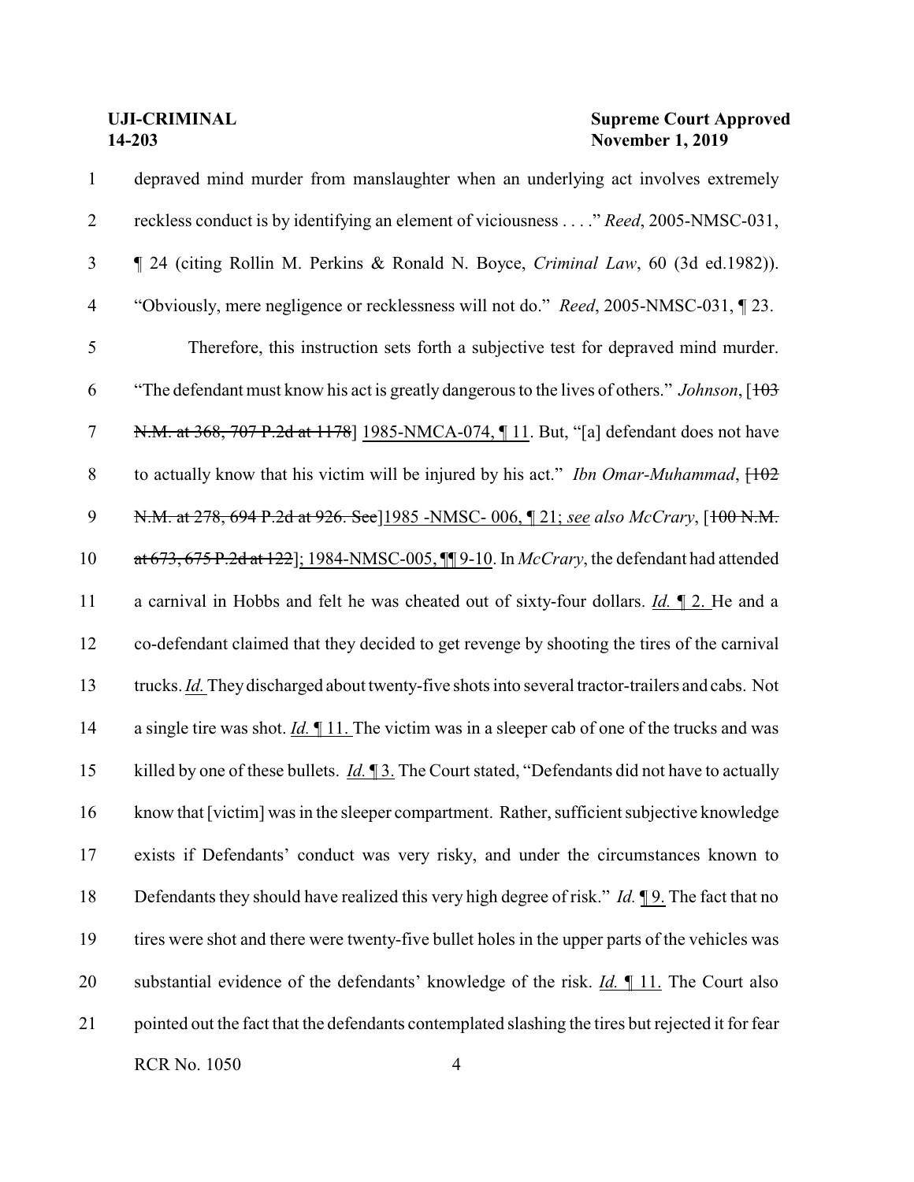depraved mind murder from manslaughter when an underlying act involves extremely reckless conduct is by identifying an element of viciousness . . . ." *Reed*, 2005-NMSC-031, ¶ 24 (citing Rollin M. Perkins & Ronald N. Boyce, *Criminal Law*, 60 (3d ed.1982)). "Obviously, mere negligence or recklessness will not do." *Reed*, 2005-NMSC-031, ¶ 23.

Therefore, this instruction sets forth a subjective test for depraved mind murder. "The defendant must know his act is greatly dangerous to the lives of others." *Johnson*, [~~103 N.M. at 368, 707 P.2d at 1178~~] 1985-NMCA-074, ¶ 11. But, "[a] defendant does not have to actually know that his victim will be injured by his act." *Ibn Omar-Muhammad*, [~~102 N.M. at 278, 694 P.2d at 926. See~~]1985 -NMSC- 006, ¶ 21; *see also McCrary*, [~~100 N.M. at 673, 675 P.2d at 122~~]; 1984-NMSC-005, ¶¶ 9-10. In *McCrary*, the defendant had attended a carnival in Hobbs and felt he was cheated out of sixty-four dollars. *Id.* ¶ 2. He and a co-defendant claimed that they decided to get revenge by shooting the tires of the carnival trucks. *Id.* They discharged about twenty-five shots into several tractor-trailers and cabs. Not a single tire was shot. *Id.* ¶ 11. The victim was in a sleeper cab of one of the trucks and was killed by one of these bullets. *Id.* ¶ 3. The Court stated, "Defendants did not have to actually know that [victim] was in the sleeper compartment. Rather, sufficient subjective knowledge exists if Defendants' conduct was very risky, and under the circumstances known to Defendants they should have realized this very high degree of risk." *Id.* ¶ 9. The fact that no tires were shot and there were twenty-five bullet holes in the upper parts of the vehicles was substantial evidence of the defendants' knowledge of the risk. *Id.* ¶ 11. The Court also pointed out the fact that the defendants contemplated slashing the tires but rejected it for fear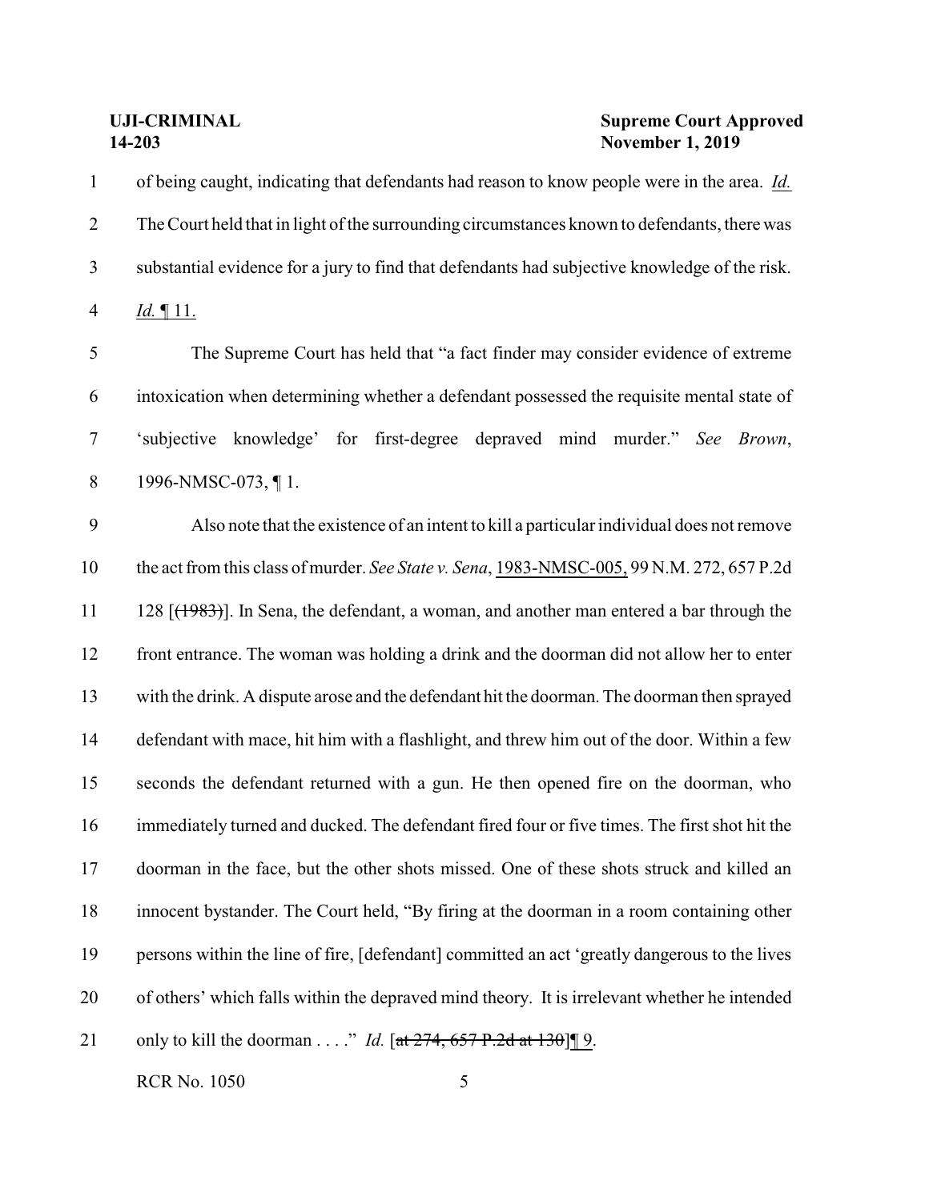of being caught, indicating that defendants had reason to know people were in the area. Id. The Court held that in light of the surrounding circumstances known to defendants, there was substantial evidence for a jury to find that defendants had subjective knowledge of the risk. Id. ¶ 11.

The Supreme Court has held that "a fact finder may consider evidence of extreme intoxication when determining whether a defendant possessed the requisite mental state of 'subjective knowledge' for first-degree depraved mind murder." *See Brown*, 1996-NMSC-073, ¶ 1.

Also note that the existence of an intent to kill a particular individual does not remove the act from this class of murder. *See State v. Sena*, 1983-NMSC-005, 99 N.M. 272, 657 P.2d 128 [~~(1983)~~]. In Sena, the defendant, a woman, and another man entered a bar through the front entrance. The woman was holding a drink and the doorman did not allow her to enter with the drink. A dispute arose and the defendant hit the doorman. The doorman then sprayed defendant with mace, hit him with a flashlight, and threw him out of the door. Within a few seconds the defendant returned with a gun. He then opened fire on the doorman, who immediately turned and ducked. The defendant fired four or five times. The first shot hit the doorman in the face, but the other shots missed. One of these shots struck and killed an innocent bystander. The Court held, "By firing at the doorman in a room containing other persons within the line of fire, [defendant] committed an act 'greatly dangerous to the lives of others' which falls within the depraved mind theory. It is irrelevant whether he intended only to kill the doorman . . . ." *Id.* [~~at 274, 657 P.2d at 130~~]¶ 9.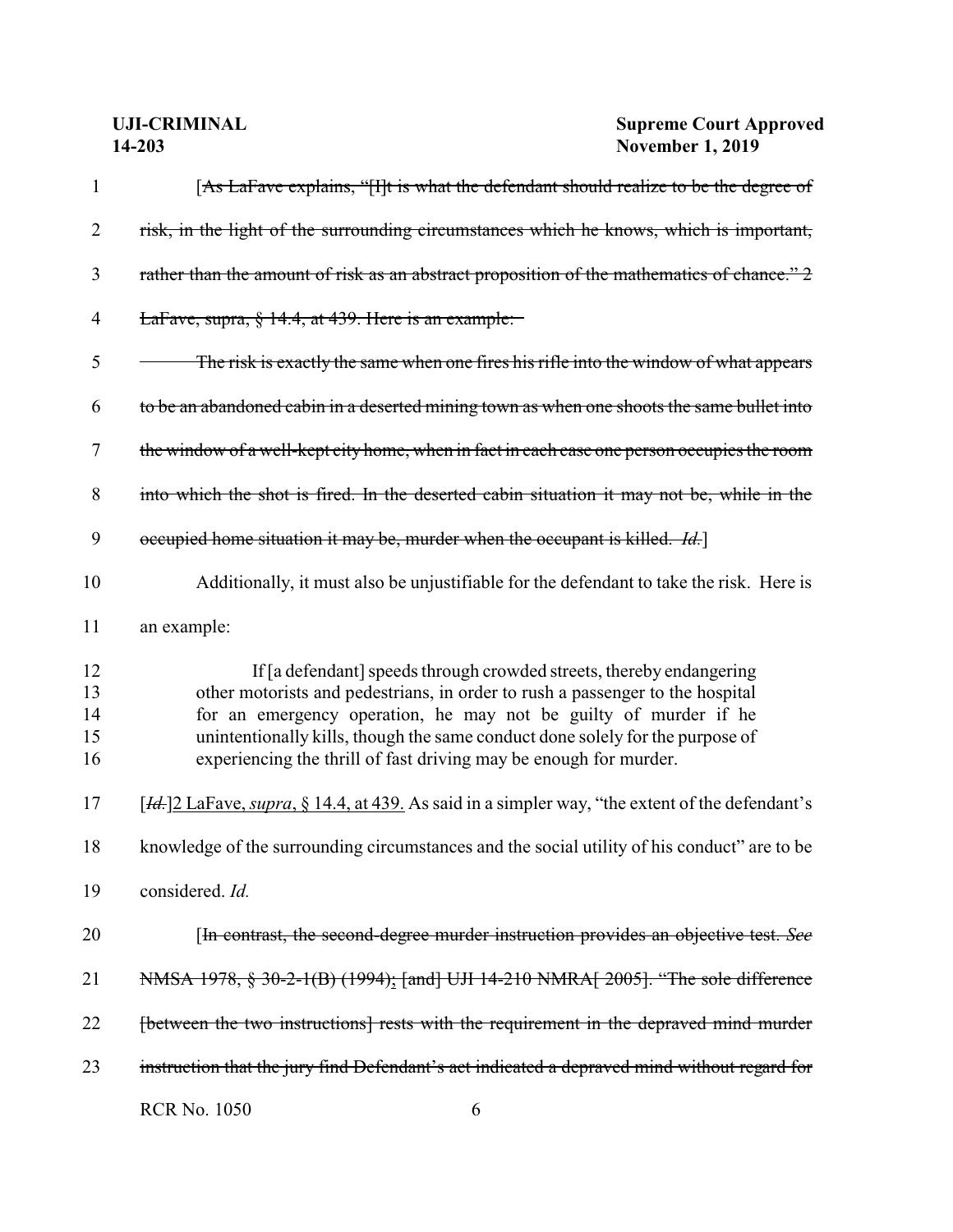~~[As LaFave explains, "[I]t is what the defendant should realize to be the degree of risk, in the light of the surrounding circumstances which he knows, which is important, rather than the amount of risk as an abstract proposition of the mathematics of chance." 2 LaFave, supra, § 14.4, at 439. Here is an example:~~

~~The risk is exactly the same when one fires his rifle into the window of what appears to be an abandoned cabin in a deserted mining town as when one shoots the same bullet into the window of a well-kept city home, when in fact in each case one person occupies the room into which the shot is fired. In the deserted cabin situation it may not be, while in the occupied home situation it may be, murder when the occupant is killed. *Id.*]~~

Additionally, it must also be unjustifiable for the defendant to take the risk. Here is an example:

> If [a defendant] speeds through crowded streets, thereby endangering other motorists and pedestrians, in order to rush a passenger to the hospital for an emergency operation, he may not be guilty of murder if he unintentionally kills, though the same conduct done solely for the purpose of experiencing the thrill of fast driving may be enough for murder.

[~~*Id.*~~]2 LaFave, *supra*, § 14.4, at 439. As said in a simpler way, "the extent of the defendant's knowledge of the surrounding circumstances and the social utility of his conduct" are to be considered. *Id.*

~~[In contrast, the second-degree murder instruction provides an objective test. *See* NMSA 1978, § 30-2-1(B) (1994); [and] UJI 14-210 NMRA[ 2005]. "The sole difference [between the two instructions] rests with the requirement in the depraved mind murder instruction that the jury find Defendant's act indicated a depraved mind without regard for~~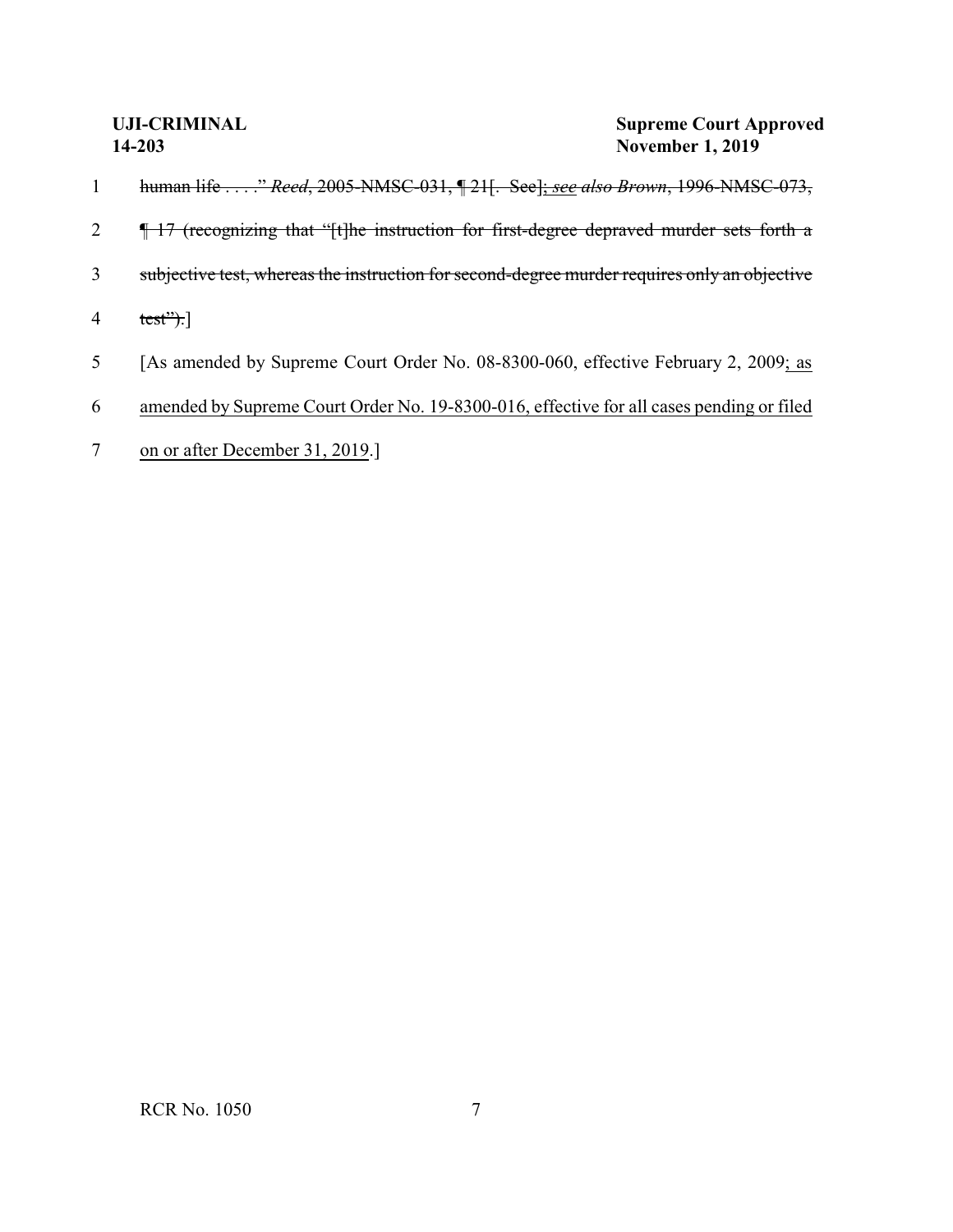~~human life . . . ." *Reed*, 2005-NMSC-031, ¶ 21~~[~~. See~~]; <u>*see*</u> *also* ~~*Brown*, 1996-NMSC-073, ¶ 17 (recognizing that "[t]he instruction for first-degree depraved murder sets forth a subjective test, whereas the instruction for second-degree murder requires only an objective test").~~]

[As amended by Supreme Court Order No. 08-8300-060, effective February 2, 2009<u>; as amended by Supreme Court Order No. 19-8300-016, effective for all cases pending or filed on or after December 31, 2019</u>.]